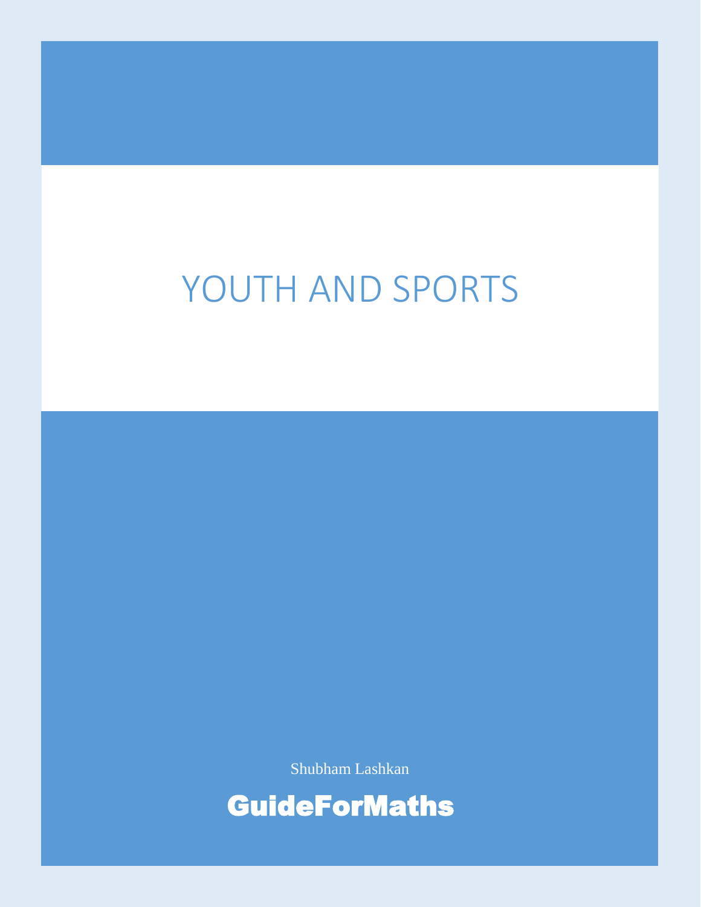# YOUTH AND SPORTS

Shubham Lashkan

**GuideForMaths**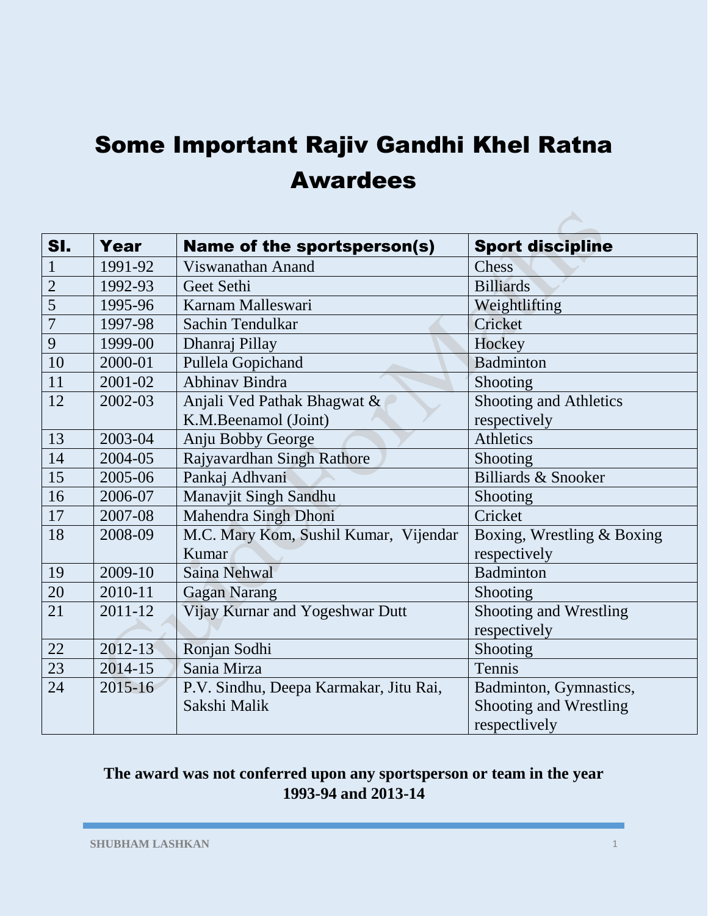# Some Important Rajiv Gandhi Khel Ratna Awardees

| Sl. | Year | Name of the sportsperson(s) | Sport discipline |
|---|---|---|---|
| 1 | 1991-92 | Viswanathan Anand | Chess |
| 2 | 1992-93 | Geet Sethi | Billiards |
| 5 | 1995-96 | Karnam Malleswari | Weightlifting |
| 7 | 1997-98 | Sachin Tendulkar | Cricket |
| 9 | 1999-00 | Dhanraj Pillay | Hockey |
| 10 | 2000-01 | Pullela Gopichand | Badminton |
| 11 | 2001-02 | Abhinav Bindra | Shooting |
| 12 | 2002-03 | Anjali Ved Pathak Bhagwat & K.M.Beenamol (Joint) | Shooting and Athletics respectively |
| 13 | 2003-04 | Anju Bobby George | Athletics |
| 14 | 2004-05 | Rajyavardhan Singh Rathore | Shooting |
| 15 | 2005-06 | Pankaj Adhvani | Billiards & Snooker |
| 16 | 2006-07 | Manavjit Singh Sandhu | Shooting |
| 17 | 2007-08 | Mahendra Singh Dhoni | Cricket |
| 18 | 2008-09 | M.C. Mary Kom, Sushil Kumar, Vijendar Kumar | Boxing, Wrestling & Boxing respectively |
| 19 | 2009-10 | Saina Nehwal | Badminton |
| 20 | 2010-11 | Gagan Narang | Shooting |
| 21 | 2011-12 | Vijay Kurnar and Yogeshwar Dutt | Shooting and Wrestling respectively |
| 22 | 2012-13 | Ronjan Sodhi | Shooting |
| 23 | 2014-15 | Sania Mirza | Tennis |
| 24 | 2015-16 | P.V. Sindhu, Deepa Karmakar, Jitu Rai, Sakshi Malik | Badminton, Gymnastics, Shooting and Wrestling respectlively |

**The award was not conferred upon any sportsperson or team in the year 1993-94 and 2013-14**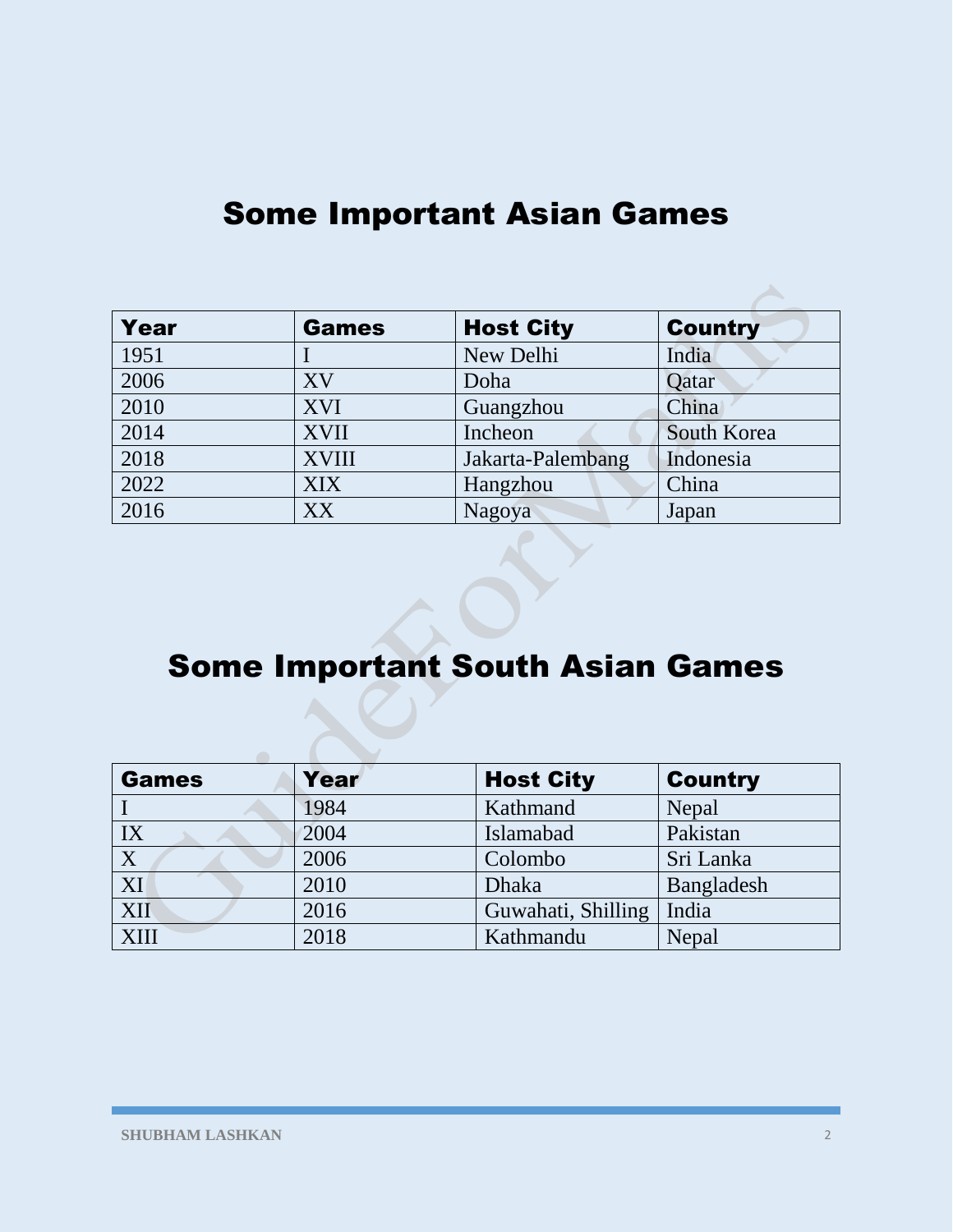# Some Important Asian Games

| Year | Games | Host City | Country |
|---|---|---|---|
| 1951 | I | New Delhi | India |
| 2006 | XV | Doha | Qatar |
| 2010 | XVI | Guangzhou | China |
| 2014 | XVII | Incheon | South Korea |
| 2018 | XVIII | Jakarta-Palembang | Indonesia |
| 2022 | XIX | Hangzhou | China |
| 2016 | XX | Nagoya | Japan |

# Some Important South Asian Games

| Games | Year | Host City | Country |
|---|---|---|---|
| I | 1984 | Kathmand | Nepal |
| IX | 2004 | Islamabad | Pakistan |
| X | 2006 | Colombo | Sri Lanka |
| XI | 2010 | Dhaka | Bangladesh |
| XII | 2016 | Guwahati, Shilling | India |
| XIII | 2018 | Kathmandu | Nepal |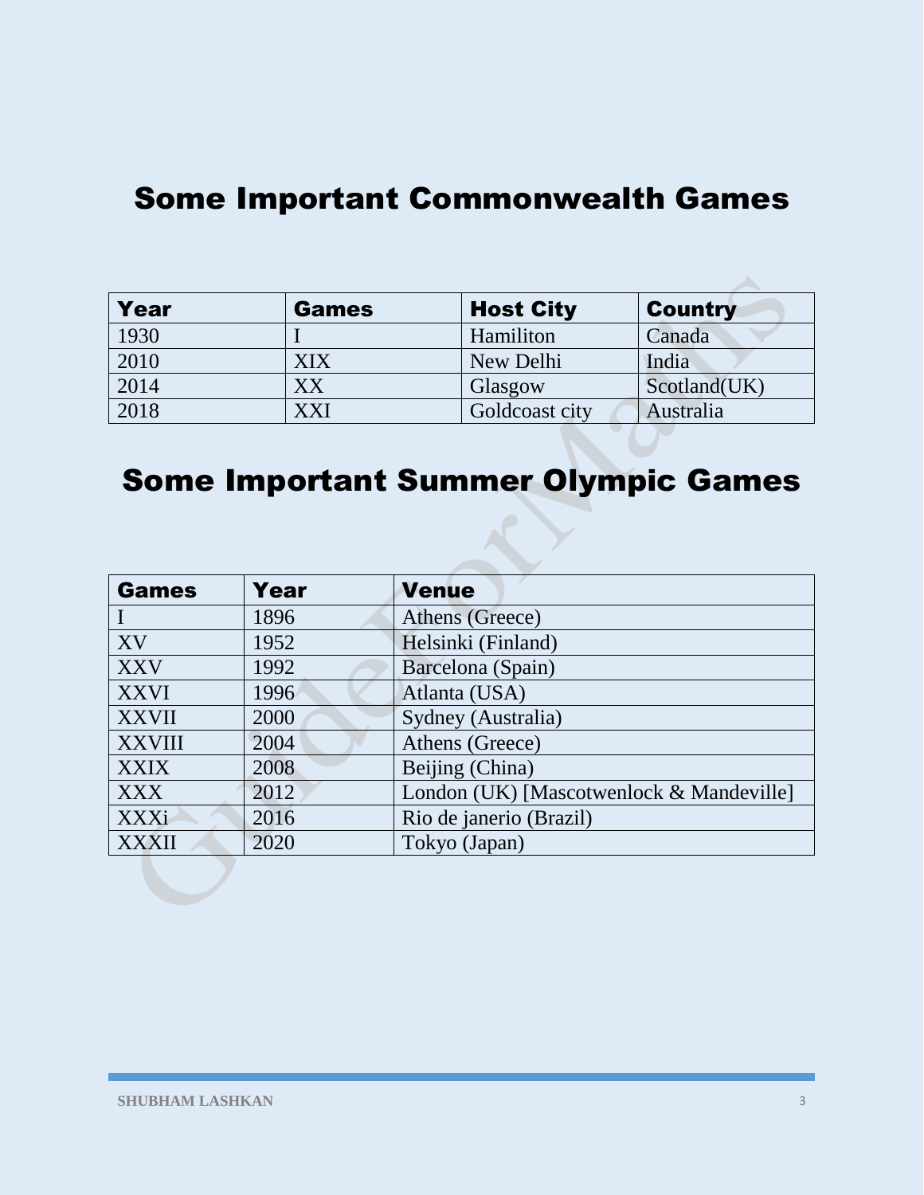# Some Important Commonwealth Games

| Year | Games | Host City | Country |
|---|---|---|---|
| 1930 | I | Hamiliton | Canada |
| 2010 | XIX | New Delhi | India |
| 2014 | XX | Glasgow | Scotland(UK) |
| 2018 | XXI | Goldcoast city | Australia |

# Some Important Summer Olympic Games

| Games | Year | Venue |
|---|---|---|
| I | 1896 | Athens (Greece) |
| XV | 1952 | Helsinki (Finland) |
| XXV | 1992 | Barcelona (Spain) |
| XXVI | 1996 | Atlanta (USA) |
| XXVII | 2000 | Sydney (Australia) |
| XXVIII | 2004 | Athens (Greece) |
| XXIX | 2008 | Beijing (China) |
| XXX | 2012 | London (UK) [Mascotwenlock & Mandeville] |
| XXXi | 2016 | Rio de janerio (Brazil) |
| XXXII | 2020 | Tokyo (Japan) |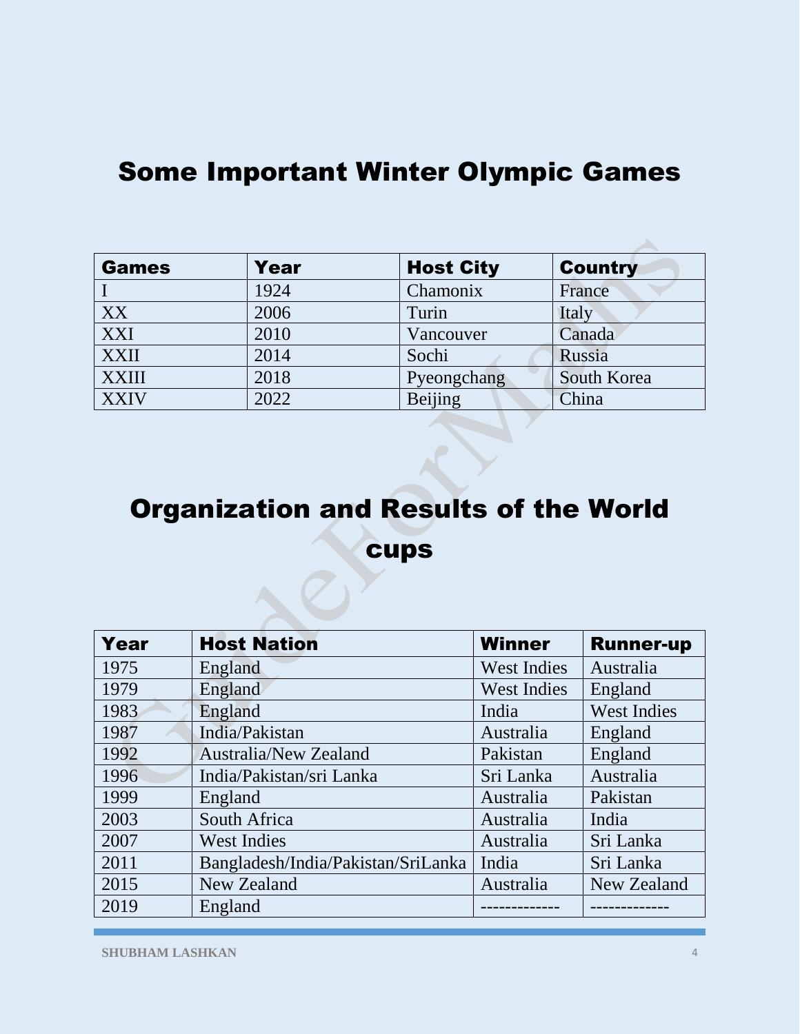## Some Important Winter Olympic Games

| Games | Year | Host City | Country |
|---|---|---|---|
| I | 1924 | Chamonix | France |
| XX | 2006 | Turin | Italy |
| XXI | 2010 | Vancouver | Canada |
| XXII | 2014 | Sochi | Russia |
| XXIII | 2018 | Pyeongchang | South Korea |
| XXIV | 2022 | Beijing | China |

## Organization and Results of the World cups

| Year | Host Nation | Winner | Runner-up |
|---|---|---|---|
| 1975 | England | West Indies | Australia |
| 1979 | England | West Indies | England |
| 1983 | England | India | West Indies |
| 1987 | India/Pakistan | Australia | England |
| 1992 | Australia/New Zealand | Pakistan | England |
| 1996 | India/Pakistan/sri Lanka | Sri Lanka | Australia |
| 1999 | England | Australia | Pakistan |
| 2003 | South Africa | Australia | India |
| 2007 | West Indies | Australia | Sri Lanka |
| 2011 | Bangladesh/India/Pakistan/SriLanka | India | Sri Lanka |
| 2015 | New Zealand | Australia | New Zealand |
| 2019 | England | ------------- | ------------- |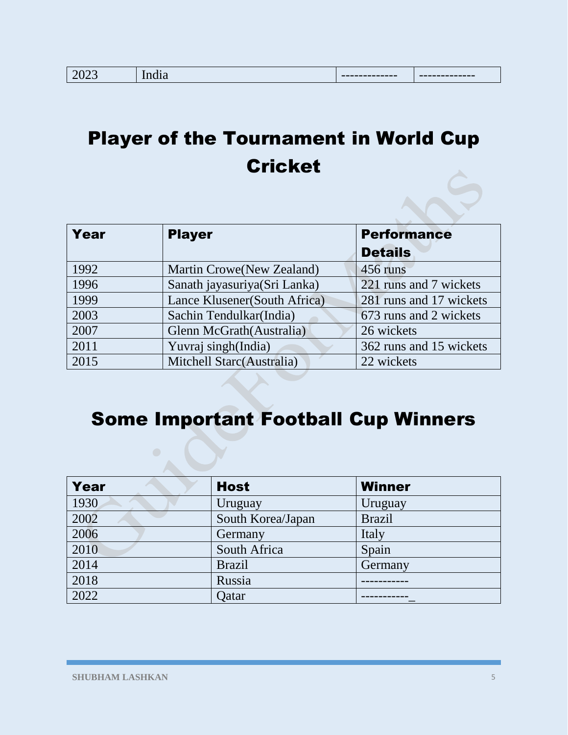| 2023 | India | ------------- | ------------- |
|---|---|---|---|

# Player of the Tournament in World Cup Cricket

| Year | Player | Performance Details |
|---|---|---|
| 1992 | Martin Crowe(New Zealand) | 456 runs |
| 1996 | Sanath jayasuriya(Sri Lanka) | 221 runs and 7 wickets |
| 1999 | Lance Klusener(South Africa) | 281 runs and 17 wickets |
| 2003 | Sachin Tendulkar(India) | 673 runs and 2 wickets |
| 2007 | Glenn McGrath(Australia) | 26 wickets |
| 2011 | Yuvraj singh(India) | 362 runs and 15 wickets |
| 2015 | Mitchell Starc(Australia) | 22 wickets |

# Some Important Football Cup Winners

| Year | Host | Winner |
|---|---|---|
| 1930 | Uruguay | Uruguay |
| 2002 | South Korea/Japan | Brazil |
| 2006 | Germany | Italy |
| 2010 | South Africa | Spain |
| 2014 | Brazil | Germany |
| 2018 | Russia | ----------- |
| 2022 | Qatar | -----------_ |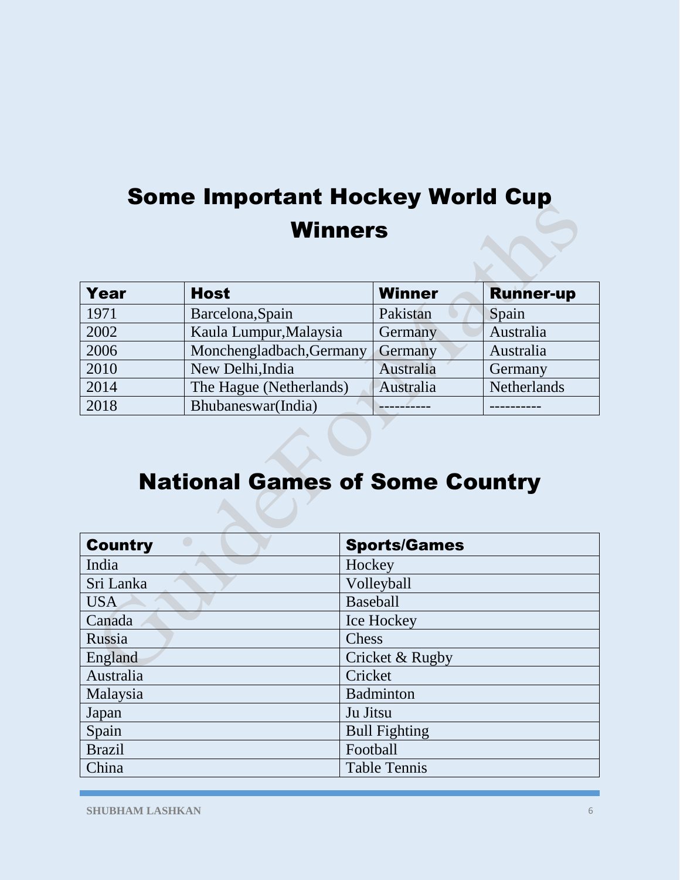## Some Important Hockey World Cup Winners

| Year | Host | Winner | Runner-up |
|---|---|---|---|
| 1971 | Barcelona,Spain | Pakistan | Spain |
| 2002 | Kaula Lumpur,Malaysia | Germany | Australia |
| 2006 | Monchengladbach,Germany | Germany | Australia |
| 2010 | New Delhi,India | Australia | Germany |
| 2014 | The Hague (Netherlands) | Australia | Netherlands |
| 2018 | Bhubaneswar(India) | ---------- | ---------- |

## National Games of Some Country

| Country | Sports/Games |
|---|---|
| India | Hockey |
| Sri Lanka | Volleyball |
| USA | Baseball |
| Canada | Ice Hockey |
| Russia | Chess |
| England | Cricket & Rugby |
| Australia | Cricket |
| Malaysia | Badminton |
| Japan | Ju Jitsu |
| Spain | Bull Fighting |
| Brazil | Football |
| China | Table Tennis |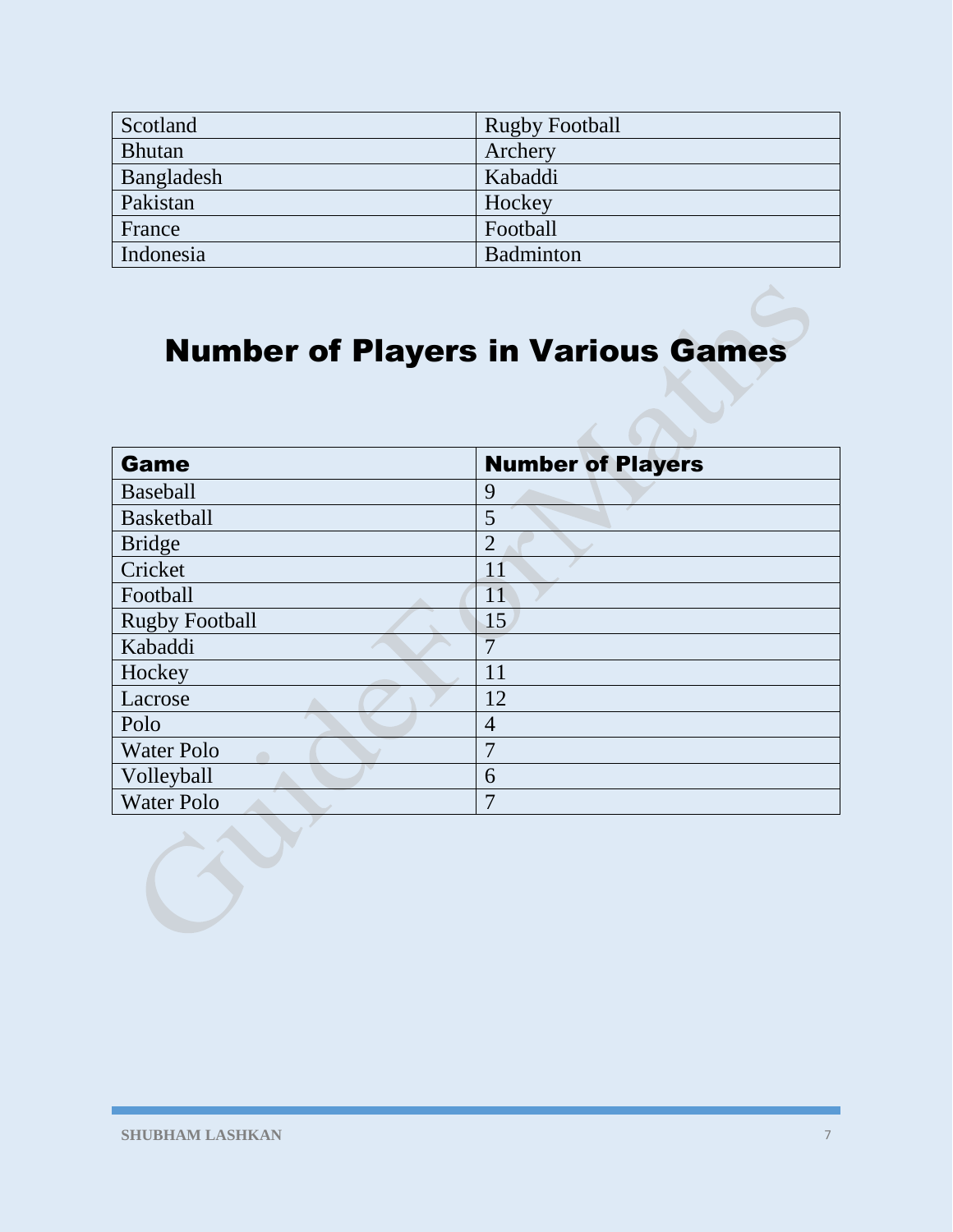| | |
|---|---|
| Scotland | Rugby Football |
| Bhutan | Archery |
| Bangladesh | Kabaddi |
| Pakistan | Hockey |
| France | Football |
| Indonesia | Badminton |

# Number of Players in Various Games

| Game | Number of Players |
|---|---|
| Baseball | 9 |
| Basketball | 5 |
| Bridge | 2 |
| Cricket | 11 |
| Football | 11 |
| Rugby Football | 15 |
| Kabaddi | 7 |
| Hockey | 11 |
| Lacrose | 12 |
| Polo | 4 |
| Water Polo | 7 |
| Volleyball | 6 |
| Water Polo | 7 |